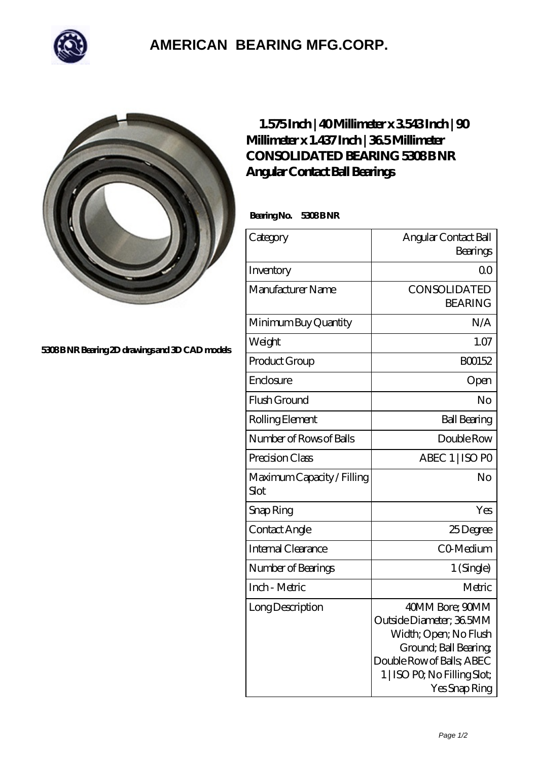# AMERICAN BEARING MFG.CORP.

5308 B NR Bearing 2D drawings and 3D CAD models

## 1.575 Inch | 40 Millimeter x 3.543 Inch | 90 Millimeter x 1.437 Inch | 36.5 Millimeter CONSOLIDATED BEARING 5308 B NR Angular Contact Ball Bearings

**Bearing No. 5308 B NR**

| | |
|---|---|
| Category | Angular Contact Ball Bearings |
| Inventory | 0.0 |
| Manufacturer Name | CONSOLIDATED BEARING |
| Minimum Buy Quantity | N/A |
| Weight | 1.07 |
| Product Group | B00152 |
| Enclosure | Open |
| Flush Ground | No |
| Rolling Element | Ball Bearing |
| Number of Rows of Balls | Double Row |
| Precision Class | ABEC 1 \| ISO P0 |
| Maximum Capacity / Filling Slot | No |
| Snap Ring | Yes |
| Contact Angle | 25 Degree |
| Internal Clearance | C0-Medium |
| Number of Bearings | 1 (Single) |
| Inch - Metric | Metric |
| Long Description | 40MM Bore; 90MM Outside Diameter; 36.5MM Width; Open; No Flush Ground; Ball Bearing; Double Row of Balls; ABEC 1 \| ISO P0; No Filling Slot; Yes Snap Ring |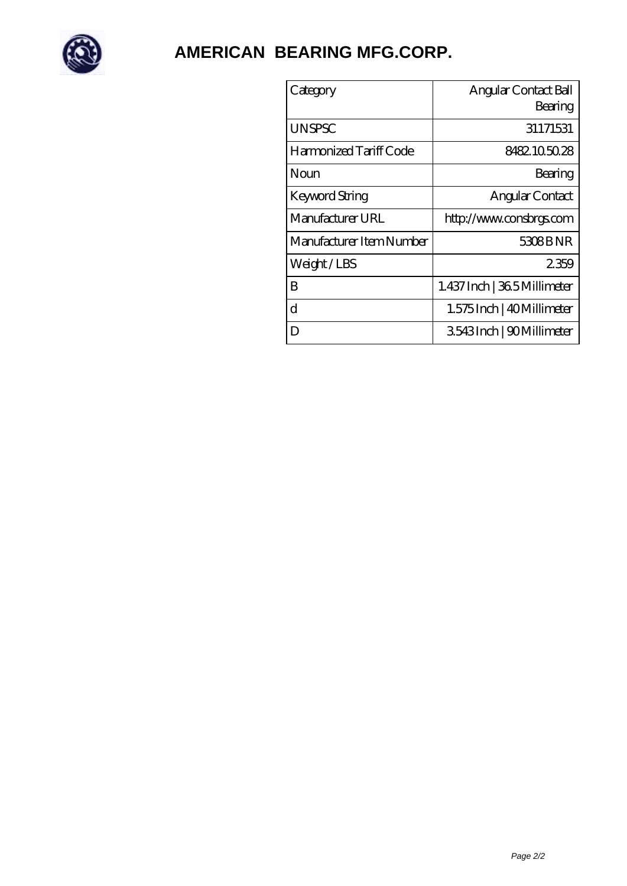# AMERICAN BEARING MFG.CORP.

| | |
|---|---|
| Category | Angular Contact Ball Bearing |
| UNSPSC | 31171531 |
| Harmonized Tariff Code | 8482.10.50.28 |
| Noun | Bearing |
| Keyword String | Angular Contact |
| Manufacturer URL | http://www.consbrgs.com |
| Manufacturer Item Number | 5308 B NR |
| Weight / LBS | 2.359 |
| B | 1.437 Inch \| 36.5 Millimeter |
| d | 1.575 Inch \| 40 Millimeter |
| D | 3.543 Inch \| 90 Millimeter |